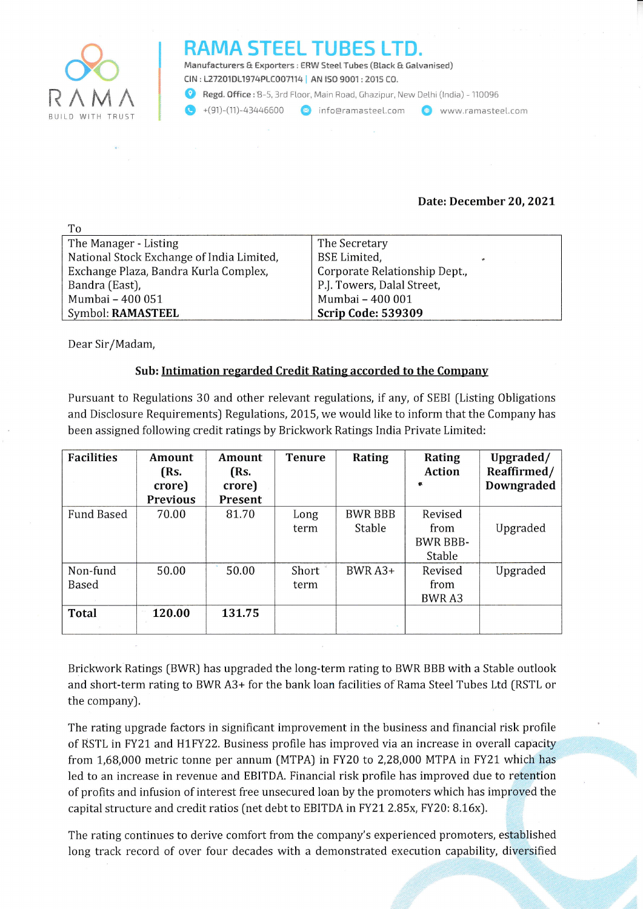# RAMA STEEL TUBES LTD.

Manufacturers & Exporters : ERW Steel Tubes (Black & Galvanised)

CIN : L27201DL1974PLC007114 | AN ISO 9001 : 2015 CO.

Regd. Office : B-5, 3rd Floor, Main Road, Ghazipur, New Delhi (India) - 110096

+(91)-(11)-43446600 | info@ramasteel.com | www.ramasteel.com

RAMA
BUILD WITH TRUST

**Date: December 20, 2021**

To

| The Manager - Listing<br>National Stock Exchange of India Limited,<br>Exchange Plaza, Bandra Kurla Complex,<br>Bandra (East),<br>Mumbai – 400 051<br>Symbol: **RAMASTEEL** | The Secretary<br>BSE Limited,<br>Corporate Relationship Dept.,<br>P.J. Towers, Dalal Street,<br>Mumbai – 400 001<br>**Scrip Code: 539309** |
|---|---|

Dear Sir/Madam,

**Sub: Intimation regarded Credit Rating accorded to the Company**

Pursuant to Regulations 30 and other relevant regulations, if any, of SEBI (Listing Obligations and Disclosure Requirements) Regulations, 2015, we would like to inform that the Company has been assigned following credit ratings by Brickwork Ratings India Private Limited:

| Facilities | Amount (Rs. crore) Previous | Amount (Rs. crore) Present | Tenure | Rating | Rating Action | Upgraded/ Reaffirmed/ Downgraded |
|---|---|---|---|---|---|---|
| Fund Based | 70.00 | 81.70 | Long term | BWR BBB Stable | Revised from BWR BBB- Stable | Upgraded |
| Non-fund Based | 50.00 | 50.00 | Short term | BWR A3+ | Revised from BWR A3 | Upgraded |
| **Total** | **120.00** | **131.75** | | | | |

Brickwork Ratings (BWR) has upgraded the long-term rating to BWR BBB with a Stable outlook and short-term rating to BWR A3+ for the bank loan facilities of Rama Steel Tubes Ltd (RSTL or the company).

The rating upgrade factors in significant improvement in the business and financial risk profile of RSTL in FY21 and H1FY22. Business profile has improved via an increase in overall capacity from 1,68,000 metric tonne per annum (MTPA) in FY20 to 2,28,000 MTPA in FY21 which has led to an increase in revenue and EBITDA. Financial risk profile has improved due to retention of profits and infusion of interest free unsecured loan by the promoters which has improved the capital structure and credit ratios (net debt to EBITDA in FY21 2.85x, FY20: 8.16x).

The rating continues to derive comfort from the company's experienced promoters, established long track record of over four decades with a demonstrated execution capability, diversified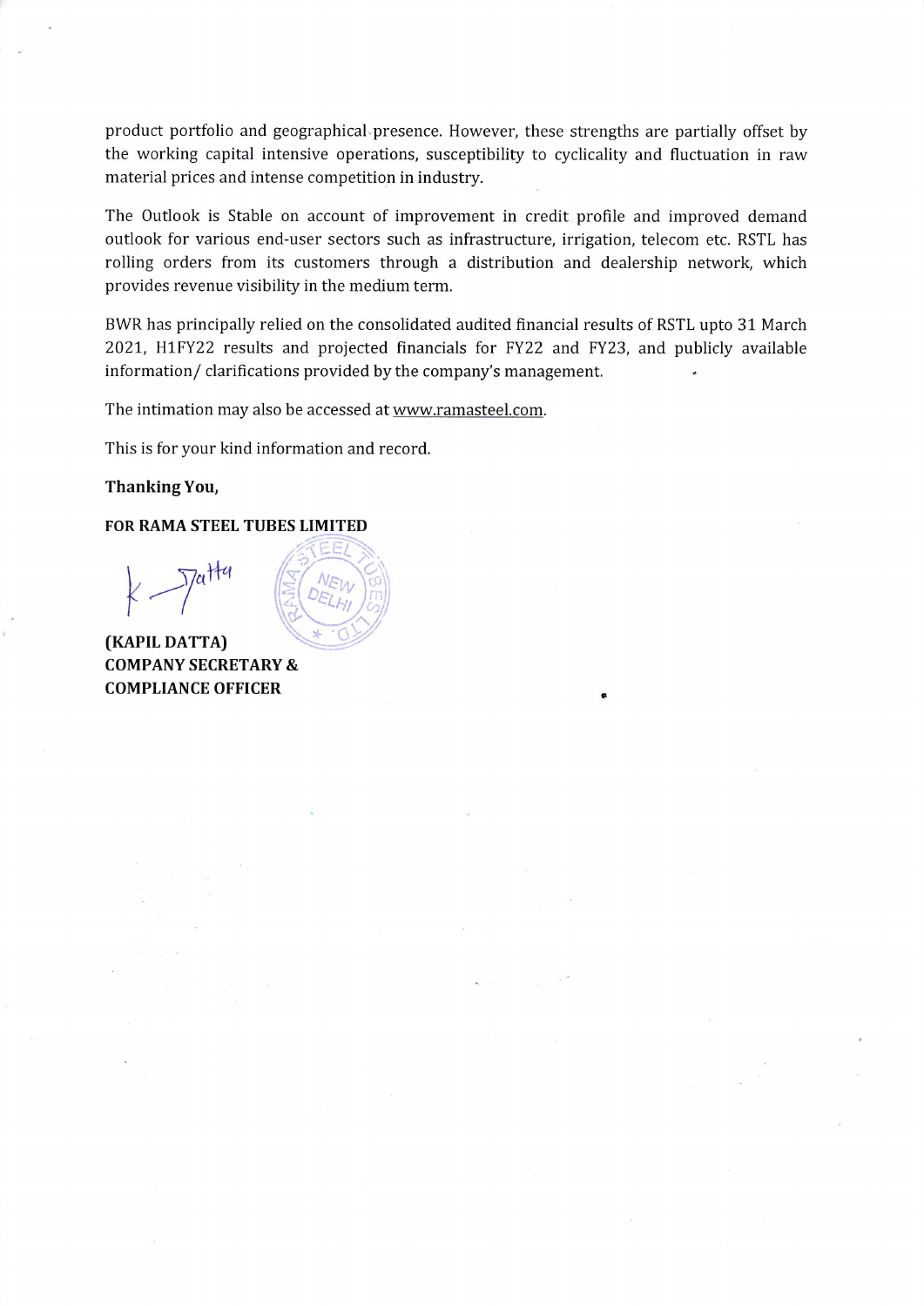product portfolio and geographical presence. However, these strengths are partially offset by the working capital intensive operations, susceptibility to cyclicality and fluctuation in raw material prices and intense competition in industry.

The Outlook is Stable on account of improvement in credit profile and improved demand outlook for various end-user sectors such as infrastructure, irrigation, telecom etc. RSTL has rolling orders from its customers through a distribution and dealership network, which provides revenue visibility in the medium term.

BWR has principally relied on the consolidated audited financial results of RSTL upto 31 March 2021, H1FY22 results and projected financials for FY22 and FY23, and publicly available information/ clarifications provided by the company's management.

The intimation may also be accessed at www.ramasteel.com.

This is for your kind information and record.

**Thanking You,**

**FOR RAMA STEEL TUBES LIMITED**

**(KAPIL DATTA)**
**COMPANY SECRETARY &**
**COMPLIANCE OFFICER**